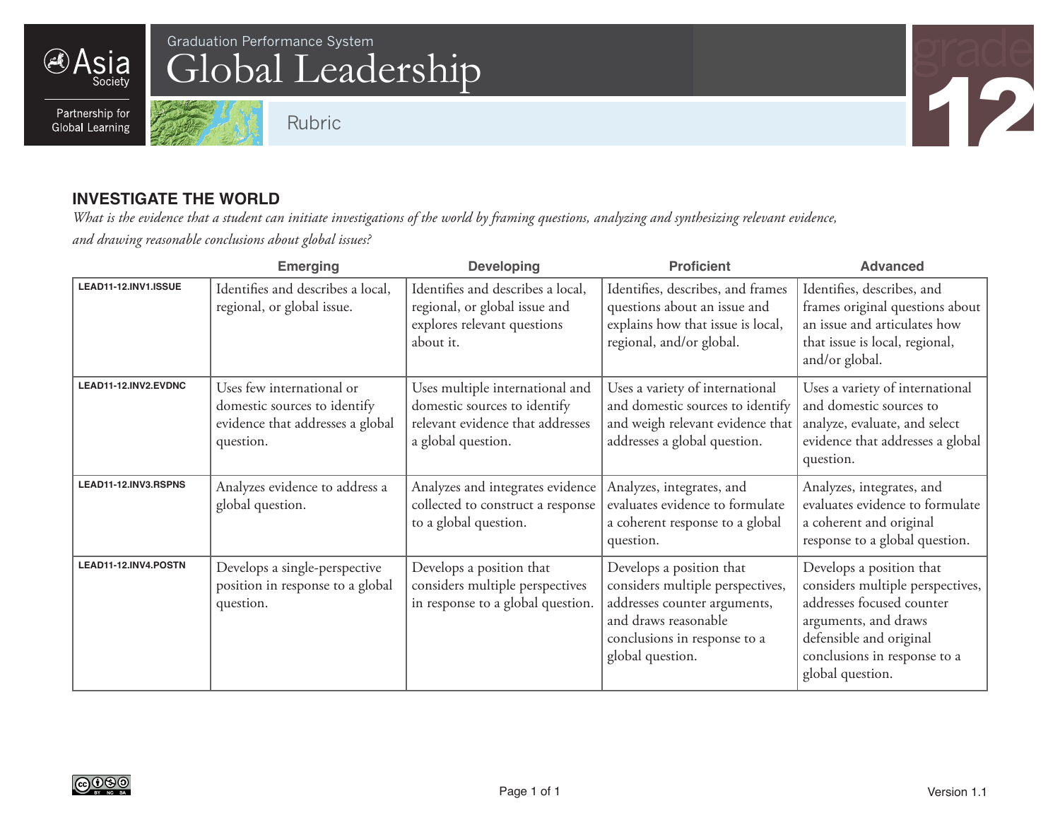Asia Society

Partnership for Global Learning

Graduation Performance System

# Global Leadership

Rubric

grade 12

## INVESTIGATE THE WORLD

*What is the evidence that a student can initiate investigations of the world by framing questions, analyzing and synthesizing relevant evidence, and drawing reasonable conclusions about global issues?*

| | Emerging | Developing | Proficient | Advanced |
|---|---|---|---|---|
| **LEAD11-12.INV1.ISSUE** | Identifies and describes a local, regional, or global issue. | Identifies and describes a local, regional, or global issue and explores relevant questions about it. | Identifies, describes, and frames questions about an issue and explains how that issue is local, regional, and/or global. | Identifies, describes, and frames original questions about an issue and articulates how that issue is local, regional, and/or global. |
| **LEAD11-12.INV2.EVDNC** | Uses few international or domestic sources to identify evidence that addresses a global question. | Uses multiple international and domestic sources to identify relevant evidence that addresses a global question. | Uses a variety of international and domestic sources to identify and weigh relevant evidence that addresses a global question. | Uses a variety of international and domestic sources to analyze, evaluate, and select evidence that addresses a global question. |
| **LEAD11-12.INV3.RSPNS** | Analyzes evidence to address a global question. | Analyzes and integrates evidence collected to construct a response to a global question. | Analyzes, integrates, and evaluates evidence to formulate a coherent response to a global question. | Analyzes, integrates, and evaluates evidence to formulate a coherent and original response to a global question. |
| **LEAD11-12.INV4.POSTN** | Develops a single-perspective position in response to a global question. | Develops a position that considers multiple perspectives in response to a global question. | Develops a position that considers multiple perspectives, addresses counter arguments, and draws reasonable conclusions in response to a global question. | Develops a position that considers multiple perspectives, addresses focused counter arguments, and draws defensible and original conclusions in response to a global question. |

Version 1.1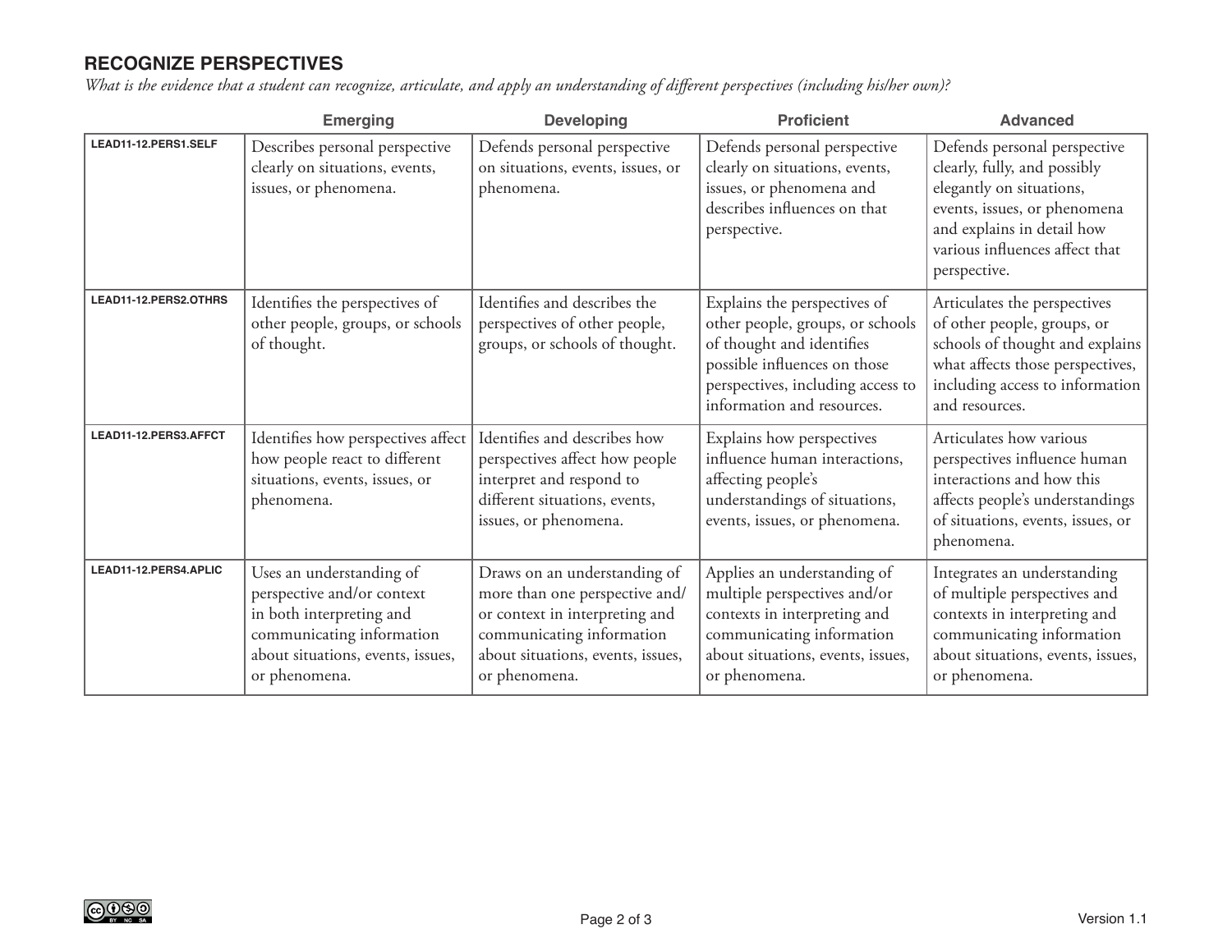## RECOGNIZE PERSPECTIVES

*What is the evidence that a student can recognize, articulate, and apply an understanding of different perspectives (including his/her own)?*

| | Emerging | Developing | Proficient | Advanced |
|---|---|---|---|---|
| **LEAD11-12.PERS1.SELF** | Describes personal perspective clearly on situations, events, issues, or phenomena. | Defends personal perspective on situations, events, issues, or phenomena. | Defends personal perspective clearly on situations, events, issues, or phenomena and describes influences on that perspective. | Defends personal perspective clearly, fully, and possibly elegantly on situations, events, issues, or phenomena and explains in detail how various influences affect that perspective. |
| **LEAD11-12.PERS2.OTHRS** | Identifies the perspectives of other people, groups, or schools of thought. | Identifies and describes the perspectives of other people, groups, or schools of thought. | Explains the perspectives of other people, groups, or schools of thought and identifies possible influences on those perspectives, including access to information and resources. | Articulates the perspectives of other people, groups, or schools of thought and explains what affects those perspectives, including access to information and resources. |
| **LEAD11-12.PERS3.AFFCT** | Identifies how perspectives affect how people react to different situations, events, issues, or phenomena. | Identifies and describes how perspectives affect how people interpret and respond to different situations, events, issues, or phenomena. | Explains how perspectives influence human interactions, affecting people's understandings of situations, events, issues, or phenomena. | Articulates how various perspectives influence human interactions and how this affects people's understandings of situations, events, issues, or phenomena. |
| **LEAD11-12.PERS4.APLIC** | Uses an understanding of perspective and/or context in both interpreting and communicating information about situations, events, issues, or phenomena. | Draws on an understanding of more than one perspective and/or context in interpreting and communicating information about situations, events, issues, or phenomena. | Applies an understanding of multiple perspectives and/or contexts in interpreting and communicating information about situations, events, issues, or phenomena. | Integrates an understanding of multiple perspectives and contexts in interpreting and communicating information about situations, events, issues, or phenomena. |

Version 1.1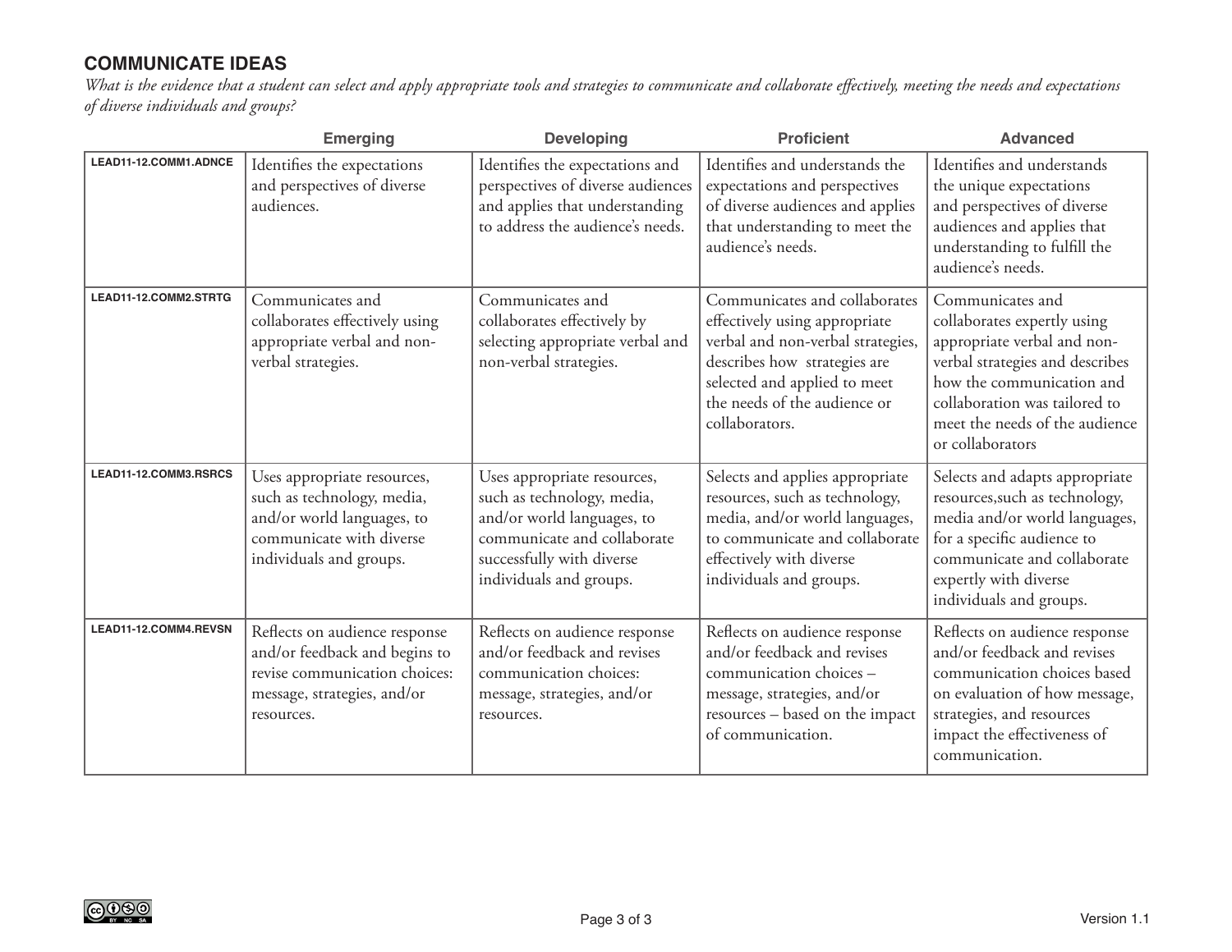## COMMUNICATE IDEAS

*What is the evidence that a student can select and apply appropriate tools and strategies to communicate and collaborate effectively, meeting the needs and expectations of diverse individuals and groups?*

| | Emerging | Developing | Proficient | Advanced |
|---|---|---|---|---|
| **LEAD11-12.COMM1.ADNCE** | Identifies the expectations and perspectives of diverse audiences. | Identifies the expectations and perspectives of diverse audiences and applies that understanding to address the audience's needs. | Identifies and understands the expectations and perspectives of diverse audiences and applies that understanding to meet the audience's needs. | Identifies and understands the unique expectations and perspectives of diverse audiences and applies that understanding to fulfill the audience's needs. |
| **LEAD11-12.COMM2.STRTG** | Communicates and collaborates effectively using appropriate verbal and non-verbal strategies. | Communicates and collaborates effectively by selecting appropriate verbal and non-verbal strategies. | Communicates and collaborates effectively using appropriate verbal and non-verbal strategies, describes how strategies are selected and applied to meet the needs of the audience or collaborators. | Communicates and collaborates expertly using appropriate verbal and non-verbal strategies and describes how the communication and collaboration was tailored to meet the needs of the audience or collaborators |
| **LEAD11-12.COMM3.RSRCS** | Uses appropriate resources, such as technology, media, and/or world languages, to communicate with diverse individuals and groups. | Uses appropriate resources, such as technology, media, and/or world languages, to communicate and collaborate successfully with diverse individuals and groups. | Selects and applies appropriate resources, such as technology, media, and/or world languages, to communicate and collaborate effectively with diverse individuals and groups. | Selects and adapts appropriate resources,such as technology, media and/or world languages, for a specific audience to communicate and collaborate expertly with diverse individuals and groups. |
| **LEAD11-12.COMM4.REVSN** | Reflects on audience response and/or feedback and begins to revise communication choices: message, strategies, and/or resources. | Reflects on audience response and/or feedback and revises communication choices: message, strategies, and/or resources. | Reflects on audience response and/or feedback and revises communication choices – message, strategies, and/or resources – based on the impact of communication. | Reflects on audience response and/or feedback and revises communication choices based on evaluation of how message, strategies, and resources impact the effectiveness of communication. |

Version 1.1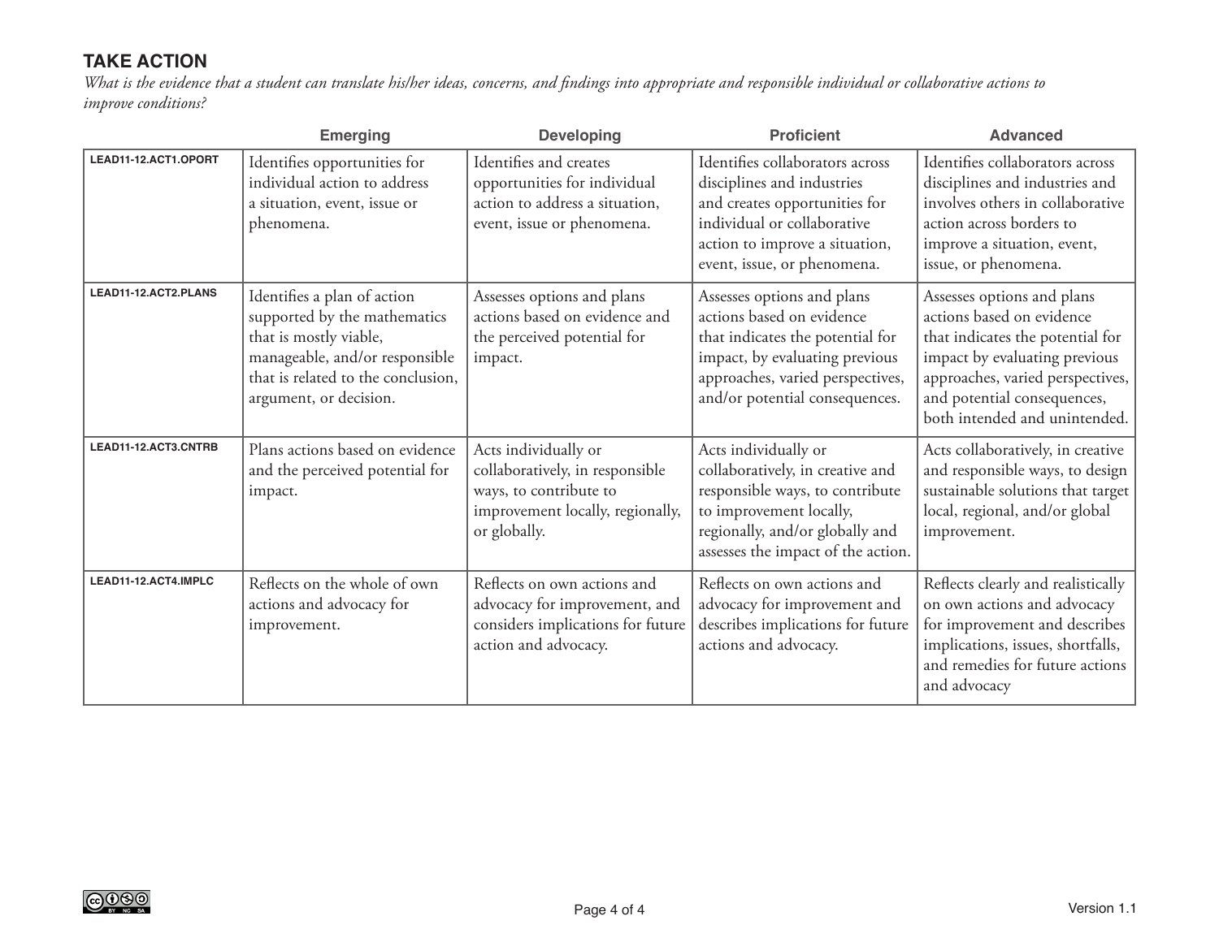## TAKE ACTION

*What is the evidence that a student can translate his/her ideas, concerns, and findings into appropriate and responsible individual or collaborative actions to improve conditions?*

| | Emerging | Developing | Proficient | Advanced |
|---|---|---|---|---|
| **LEAD11-12.ACT1.OPORT** | Identifies opportunities for individual action to address a situation, event, issue or phenomena. | Identifies and creates opportunities for individual action to address a situation, event, issue or phenomena. | Identifies collaborators across disciplines and industries and creates opportunities for individual or collaborative action to improve a situation, event, issue, or phenomena. | Identifies collaborators across disciplines and industries and involves others in collaborative action across borders to improve a situation, event, issue, or phenomena. |
| **LEAD11-12.ACT2.PLANS** | Identifies a plan of action supported by the mathematics that is mostly viable, manageable, and/or responsible that is related to the conclusion, argument, or decision. | Assesses options and plans actions based on evidence and the perceived potential for impact. | Assesses options and plans actions based on evidence that indicates the potential for impact, by evaluating previous approaches, varied perspectives, and/or potential consequences. | Assesses options and plans actions based on evidence that indicates the potential for impact by evaluating previous approaches, varied perspectives, and potential consequences, both intended and unintended. |
| **LEAD11-12.ACT3.CNTRB** | Plans actions based on evidence and the perceived potential for impact. | Acts individually or collaboratively, in responsible ways, to contribute to improvement locally, regionally, or globally. | Acts individually or collaboratively, in creative and responsible ways, to contribute to improvement locally, regionally, and/or globally and assesses the impact of the action. | Acts collaboratively, in creative and responsible ways, to design sustainable solutions that target local, regional, and/or global improvement. |
| **LEAD11-12.ACT4.IMPLC** | Reflects on the whole of own actions and advocacy for improvement. | Reflects on own actions and advocacy for improvement, and considers implications for future action and advocacy. | Reflects on own actions and advocacy for improvement and describes implications for future actions and advocacy. | Reflects clearly and realistically on own actions and advocacy for improvement and describes implications, issues, shortfalls, and remedies for future actions and advocacy |

Version 1.1